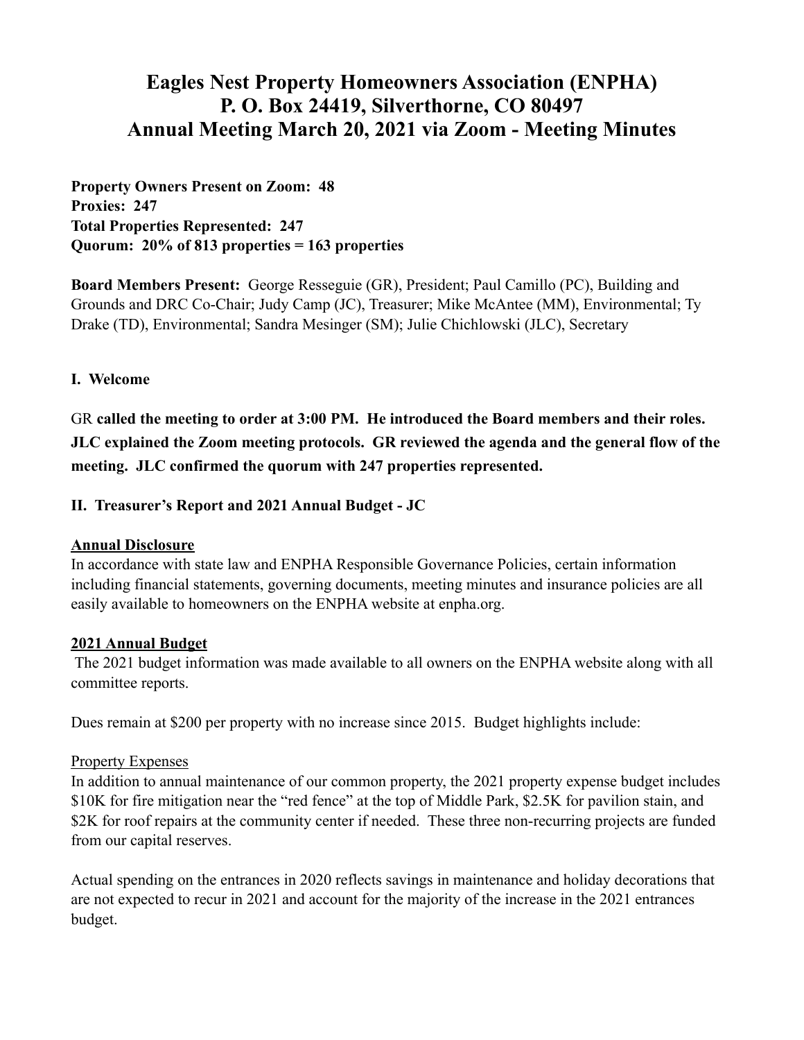# Eagles Nest Property Homeowners Association (ENPHA)
# P. O. Box 24419, Silverthorne, CO 80497
# Annual Meeting March 20, 2021 via Zoom - Meeting Minutes

**Property Owners Present on Zoom: 48**
**Proxies: 247**
**Total Properties Represented: 247**
**Quorum: 20% of 813 properties = 163 properties**

**Board Members Present:** George Resseguie (GR), President; Paul Camillo (PC), Building and Grounds and DRC Co-Chair; Judy Camp (JC), Treasurer; Mike McAntee (MM), Environmental; Ty Drake (TD), Environmental; Sandra Mesinger (SM); Julie Chichlowski (JLC), Secretary

## I. Welcome

GR **called the meeting to order at 3:00 PM. He introduced the Board members and their roles. JLC explained the Zoom meeting protocols. GR reviewed the agenda and the general flow of the meeting. JLC confirmed the quorum with 247 properties represented.**

## II. Treasurer's Report and 2021 Annual Budget - JC

**<u>Annual Disclosure</u>**

In accordance with state law and ENPHA Responsible Governance Policies, certain information including financial statements, governing documents, meeting minutes and insurance policies are all easily available to homeowners on the ENPHA website at enpha.org.

**<u>2021 Annual Budget</u>**

The 2021 budget information was made available to all owners on the ENPHA website along with all committee reports.

Dues remain at $200 per property with no increase since 2015. Budget highlights include:

<u>Property Expenses</u>

In addition to annual maintenance of our common property, the 2021 property expense budget includes $10K for fire mitigation near the "red fence" at the top of Middle Park, $2.5K for pavilion stain, and $2K for roof repairs at the community center if needed. These three non-recurring projects are funded from our capital reserves.

Actual spending on the entrances in 2020 reflects savings in maintenance and holiday decorations that are not expected to recur in 2021 and account for the majority of the increase in the 2021 entrances budget.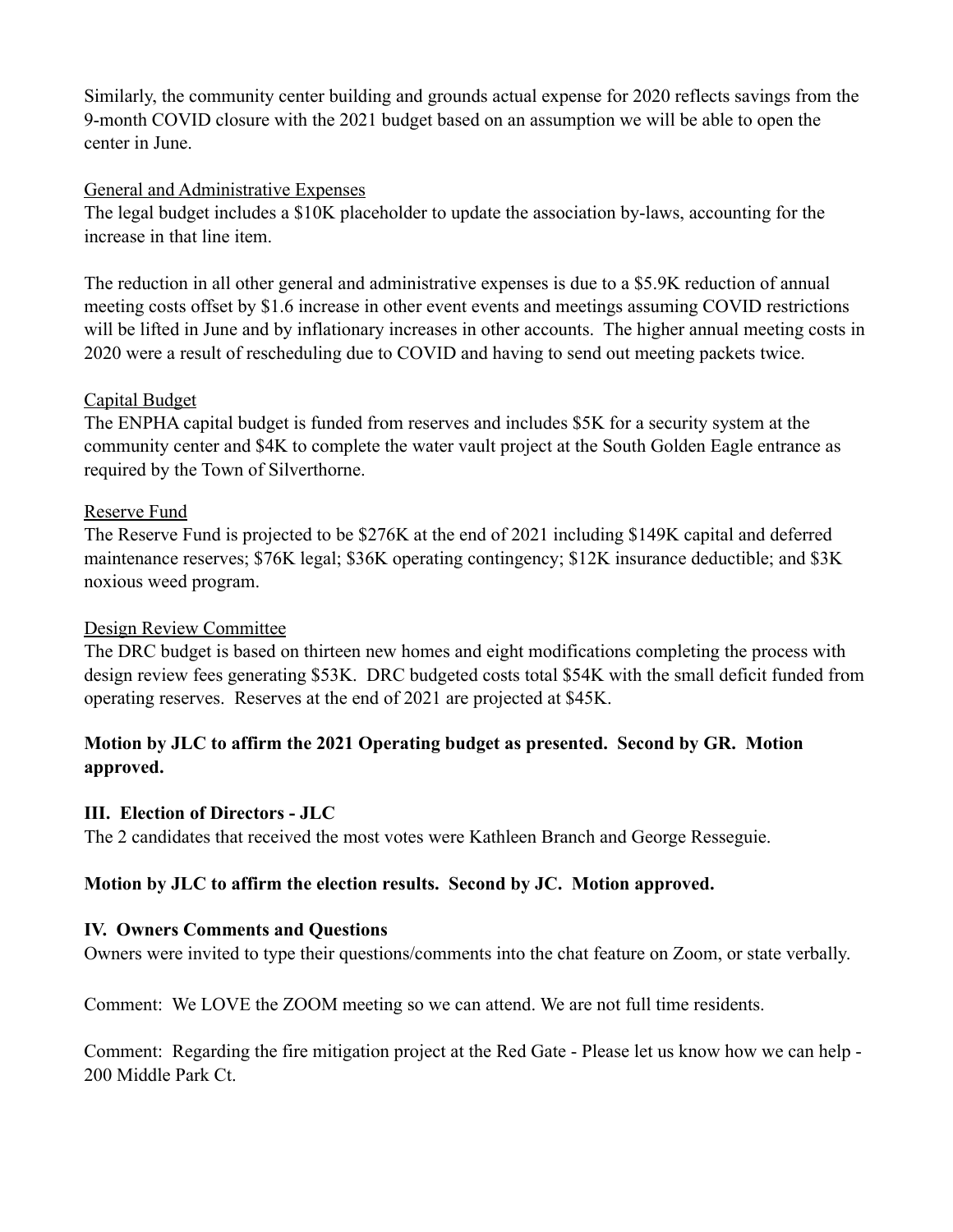Similarly, the community center building and grounds actual expense for 2020 reflects savings from the 9-month COVID closure with the 2021 budget based on an assumption we will be able to open the center in June.

General and Administrative Expenses

The legal budget includes a $10K placeholder to update the association by-laws, accounting for the increase in that line item.

The reduction in all other general and administrative expenses is due to a $5.9K reduction of annual meeting costs offset by $1.6 increase in other event events and meetings assuming COVID restrictions will be lifted in June and by inflationary increases in other accounts. The higher annual meeting costs in 2020 were a result of rescheduling due to COVID and having to send out meeting packets twice.

Capital Budget

The ENPHA capital budget is funded from reserves and includes $5K for a security system at the community center and $4K to complete the water vault project at the South Golden Eagle entrance as required by the Town of Silverthorne.

Reserve Fund

The Reserve Fund is projected to be $276K at the end of 2021 including $149K capital and deferred maintenance reserves; $76K legal; $36K operating contingency; $12K insurance deductible; and $3K noxious weed program.

Design Review Committee

The DRC budget is based on thirteen new homes and eight modifications completing the process with design review fees generating $53K. DRC budgeted costs total $54K with the small deficit funded from operating reserves. Reserves at the end of 2021 are projected at $45K.

**Motion by JLC to affirm the 2021 Operating budget as presented. Second by GR. Motion approved.**

### III. Election of Directors - JLC

The 2 candidates that received the most votes were Kathleen Branch and George Resseguie.

**Motion by JLC to affirm the election results. Second by JC. Motion approved.**

### IV. Owners Comments and Questions

Owners were invited to type their questions/comments into the chat feature on Zoom, or state verbally.

Comment: We LOVE the ZOOM meeting so we can attend. We are not full time residents.

Comment: Regarding the fire mitigation project at the Red Gate - Please let us know how we can help - 200 Middle Park Ct.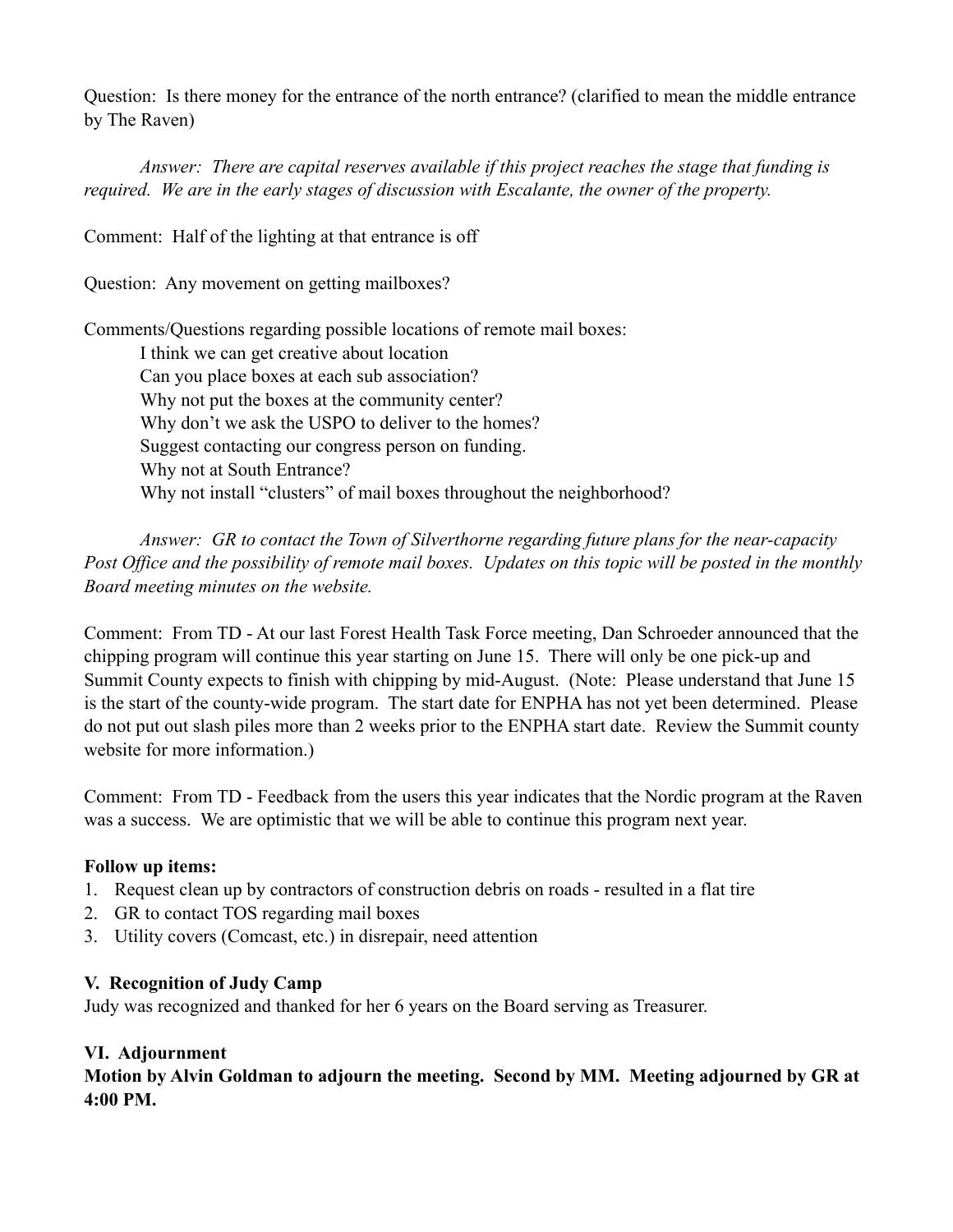Question: Is there money for the entrance of the north entrance? (clarified to mean the middle entrance by The Raven)

*Answer: There are capital reserves available if this project reaches the stage that funding is required. We are in the early stages of discussion with Escalante, the owner of the property.*

Comment: Half of the lighting at that entrance is off

Question: Any movement on getting mailboxes?

Comments/Questions regarding possible locations of remote mail boxes:

> I think we can get creative about location
> Can you place boxes at each sub association?
> Why not put the boxes at the community center?
> Why don't we ask the USPO to deliver to the homes?
> Suggest contacting our congress person on funding.
> Why not at South Entrance?
> Why not install "clusters" of mail boxes throughout the neighborhood?

*Answer: GR to contact the Town of Silverthorne regarding future plans for the near-capacity Post Office and the possibility of remote mail boxes. Updates on this topic will be posted in the monthly Board meeting minutes on the website.*

Comment: From TD - At our last Forest Health Task Force meeting, Dan Schroeder announced that the chipping program will continue this year starting on June 15. There will only be one pick-up and Summit County expects to finish with chipping by mid-August. (Note: Please understand that June 15 is the start of the county-wide program. The start date for ENPHA has not yet been determined. Please do not put out slash piles more than 2 weeks prior to the ENPHA start date. Review the Summit county website for more information.)

Comment: From TD - Feedback from the users this year indicates that the Nordic program at the Raven was a success. We are optimistic that we will be able to continue this program next year.

**Follow up items:**

1. Request clean up by contractors of construction debris on roads - resulted in a flat tire
2. GR to contact TOS regarding mail boxes
3. Utility covers (Comcast, etc.) in disrepair, need attention

### V. Recognition of Judy Camp

Judy was recognized and thanked for her 6 years on the Board serving as Treasurer.

### VI. Adjournment

**Motion by Alvin Goldman to adjourn the meeting. Second by MM. Meeting adjourned by GR at 4:00 PM.**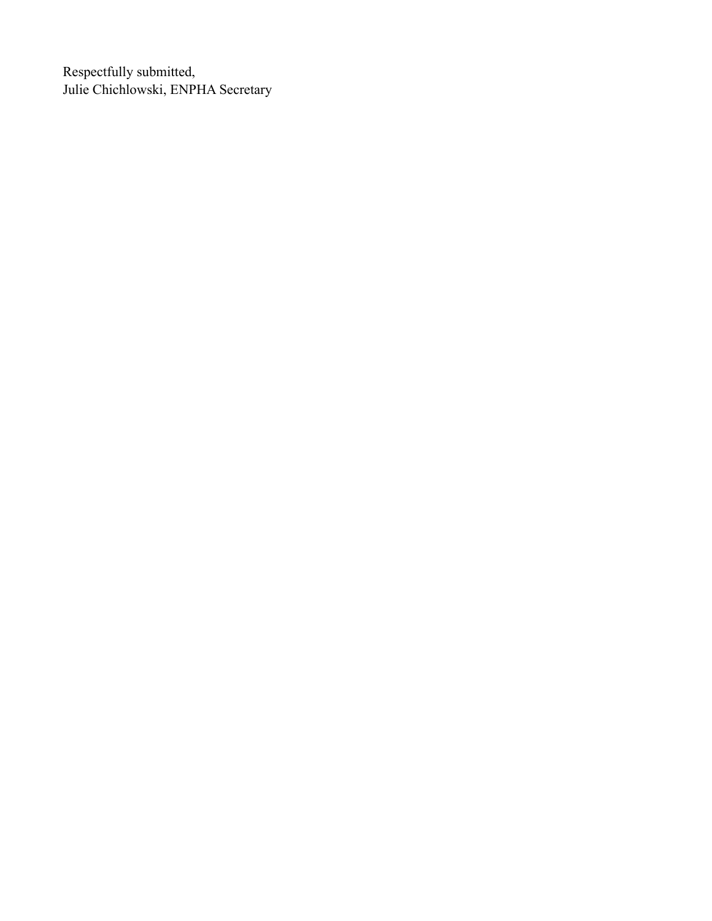Respectfully submitted,
Julie Chichlowski, ENPHA Secretary